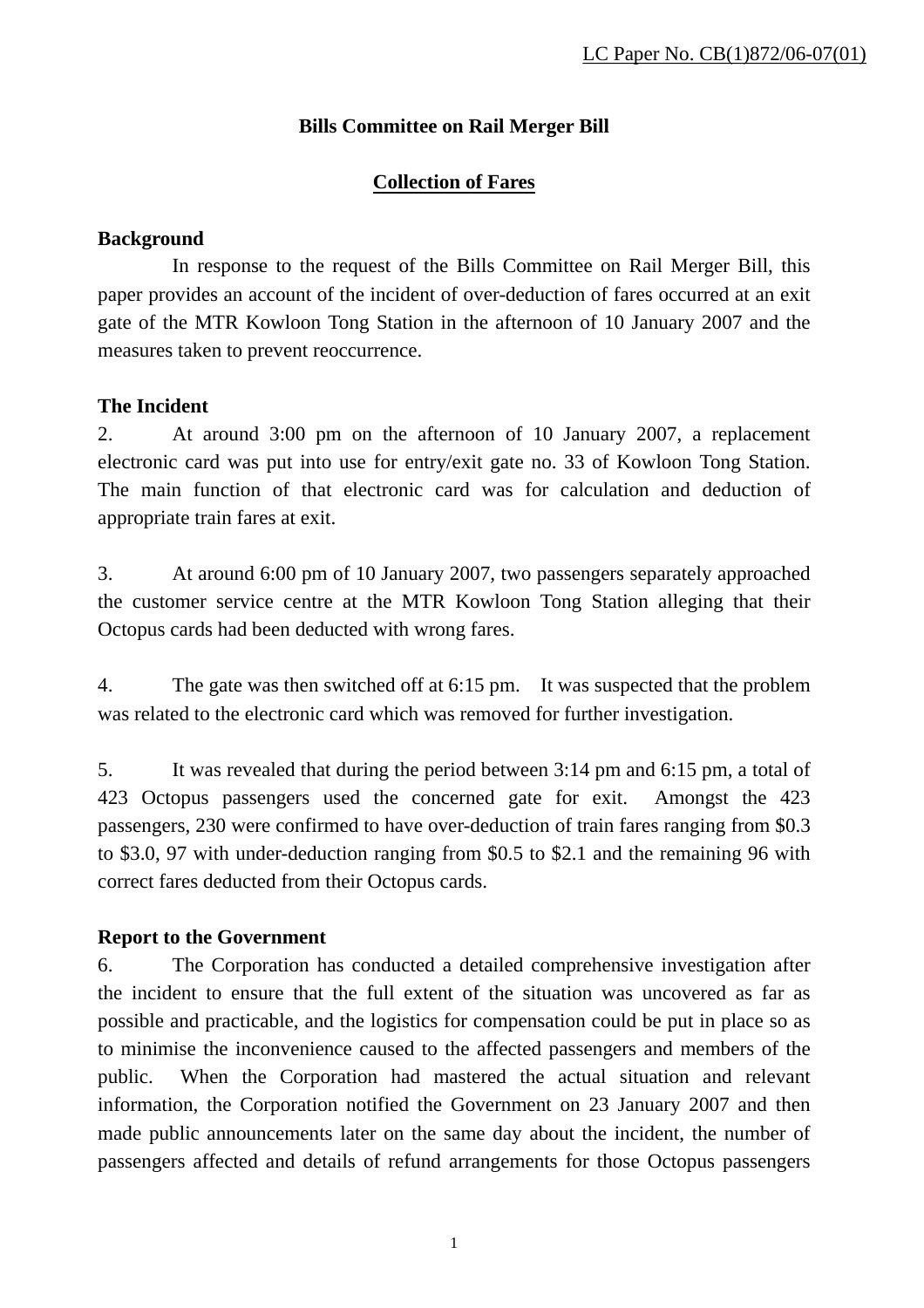LC Paper No. CB(1)872/06-07(01)

**Bills Committee on Rail Merger Bill**

**Collection of Fares**

**Background**

In response to the request of the Bills Committee on Rail Merger Bill, this paper provides an account of the incident of over-deduction of fares occurred at an exit gate of the MTR Kowloon Tong Station in the afternoon of 10 January 2007 and the measures taken to prevent reoccurrence.

**The Incident**

2. At around 3:00 pm on the afternoon of 10 January 2007, a replacement electronic card was put into use for entry/exit gate no. 33 of Kowloon Tong Station. The main function of that electronic card was for calculation and deduction of appropriate train fares at exit.

3. At around 6:00 pm of 10 January 2007, two passengers separately approached the customer service centre at the MTR Kowloon Tong Station alleging that their Octopus cards had been deducted with wrong fares.

4. The gate was then switched off at 6:15 pm. It was suspected that the problem was related to the electronic card which was removed for further investigation.

5. It was revealed that during the period between 3:14 pm and 6:15 pm, a total of 423 Octopus passengers used the concerned gate for exit. Amongst the 423 passengers, 230 were confirmed to have over-deduction of train fares ranging from $0.3 to $3.0, 97 with under-deduction ranging from $0.5 to $2.1 and the remaining 96 with correct fares deducted from their Octopus cards.

**Report to the Government**

6. The Corporation has conducted a detailed comprehensive investigation after the incident to ensure that the full extent of the situation was uncovered as far as possible and practicable, and the logistics for compensation could be put in place so as to minimise the inconvenience caused to the affected passengers and members of the public. When the Corporation had mastered the actual situation and relevant information, the Corporation notified the Government on 23 January 2007 and then made public announcements later on the same day about the incident, the number of passengers affected and details of refund arrangements for those Octopus passengers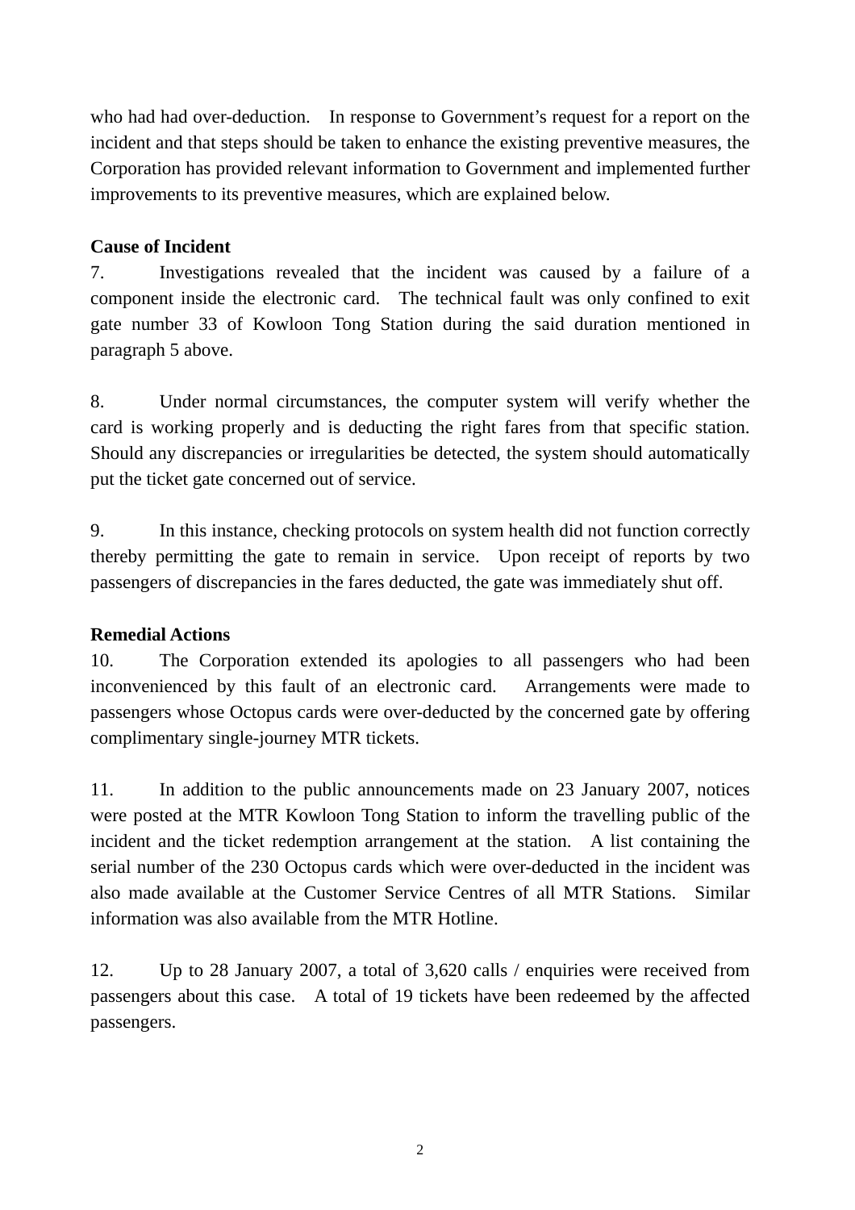who had had over-deduction. In response to Government's request for a report on the incident and that steps should be taken to enhance the existing preventive measures, the Corporation has provided relevant information to Government and implemented further improvements to its preventive measures, which are explained below.

**Cause of Incident**

7. Investigations revealed that the incident was caused by a failure of a component inside the electronic card. The technical fault was only confined to exit gate number 33 of Kowloon Tong Station during the said duration mentioned in paragraph 5 above.

8. Under normal circumstances, the computer system will verify whether the card is working properly and is deducting the right fares from that specific station. Should any discrepancies or irregularities be detected, the system should automatically put the ticket gate concerned out of service.

9. In this instance, checking protocols on system health did not function correctly thereby permitting the gate to remain in service. Upon receipt of reports by two passengers of discrepancies in the fares deducted, the gate was immediately shut off.

**Remedial Actions**

10. The Corporation extended its apologies to all passengers who had been inconvenienced by this fault of an electronic card. Arrangements were made to passengers whose Octopus cards were over-deducted by the concerned gate by offering complimentary single-journey MTR tickets.

11. In addition to the public announcements made on 23 January 2007, notices were posted at the MTR Kowloon Tong Station to inform the travelling public of the incident and the ticket redemption arrangement at the station. A list containing the serial number of the 230 Octopus cards which were over-deducted in the incident was also made available at the Customer Service Centres of all MTR Stations. Similar information was also available from the MTR Hotline.

12. Up to 28 January 2007, a total of 3,620 calls / enquiries were received from passengers about this case. A total of 19 tickets have been redeemed by the affected passengers.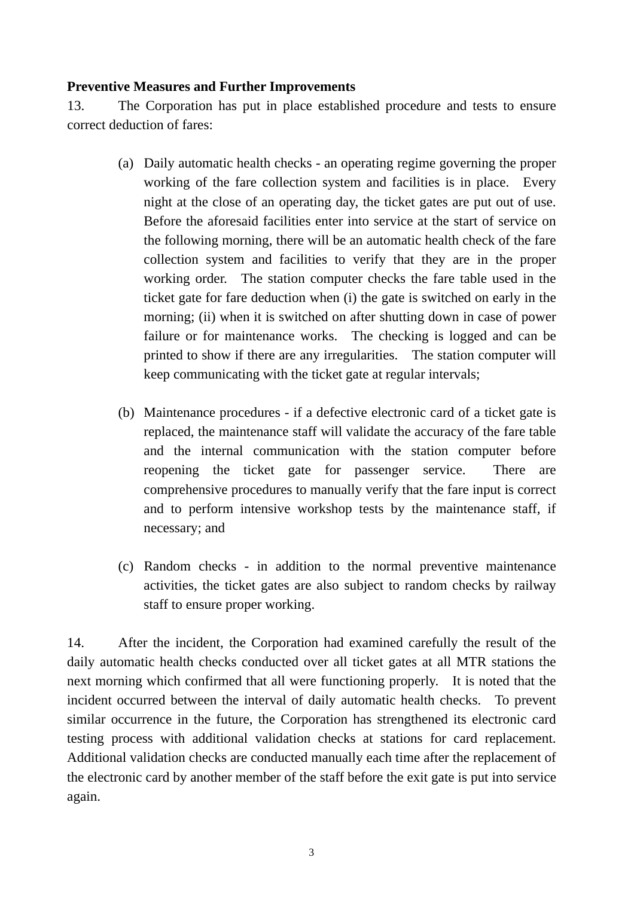**Preventive Measures and Further Improvements**

13. The Corporation has put in place established procedure and tests to ensure correct deduction of fares:

(a) Daily automatic health checks - an operating regime governing the proper working of the fare collection system and facilities is in place. Every night at the close of an operating day, the ticket gates are put out of use. Before the aforesaid facilities enter into service at the start of service on the following morning, there will be an automatic health check of the fare collection system and facilities to verify that they are in the proper working order. The station computer checks the fare table used in the ticket gate for fare deduction when (i) the gate is switched on early in the morning; (ii) when it is switched on after shutting down in case of power failure or for maintenance works. The checking is logged and can be printed to show if there are any irregularities. The station computer will keep communicating with the ticket gate at regular intervals;

(b) Maintenance procedures - if a defective electronic card of a ticket gate is replaced, the maintenance staff will validate the accuracy of the fare table and the internal communication with the station computer before reopening the ticket gate for passenger service. There are comprehensive procedures to manually verify that the fare input is correct and to perform intensive workshop tests by the maintenance staff, if necessary; and

(c) Random checks - in addition to the normal preventive maintenance activities, the ticket gates are also subject to random checks by railway staff to ensure proper working.

14. After the incident, the Corporation had examined carefully the result of the daily automatic health checks conducted over all ticket gates at all MTR stations the next morning which confirmed that all were functioning properly. It is noted that the incident occurred between the interval of daily automatic health checks. To prevent similar occurrence in the future, the Corporation has strengthened its electronic card testing process with additional validation checks at stations for card replacement. Additional validation checks are conducted manually each time after the replacement of the electronic card by another member of the staff before the exit gate is put into service again.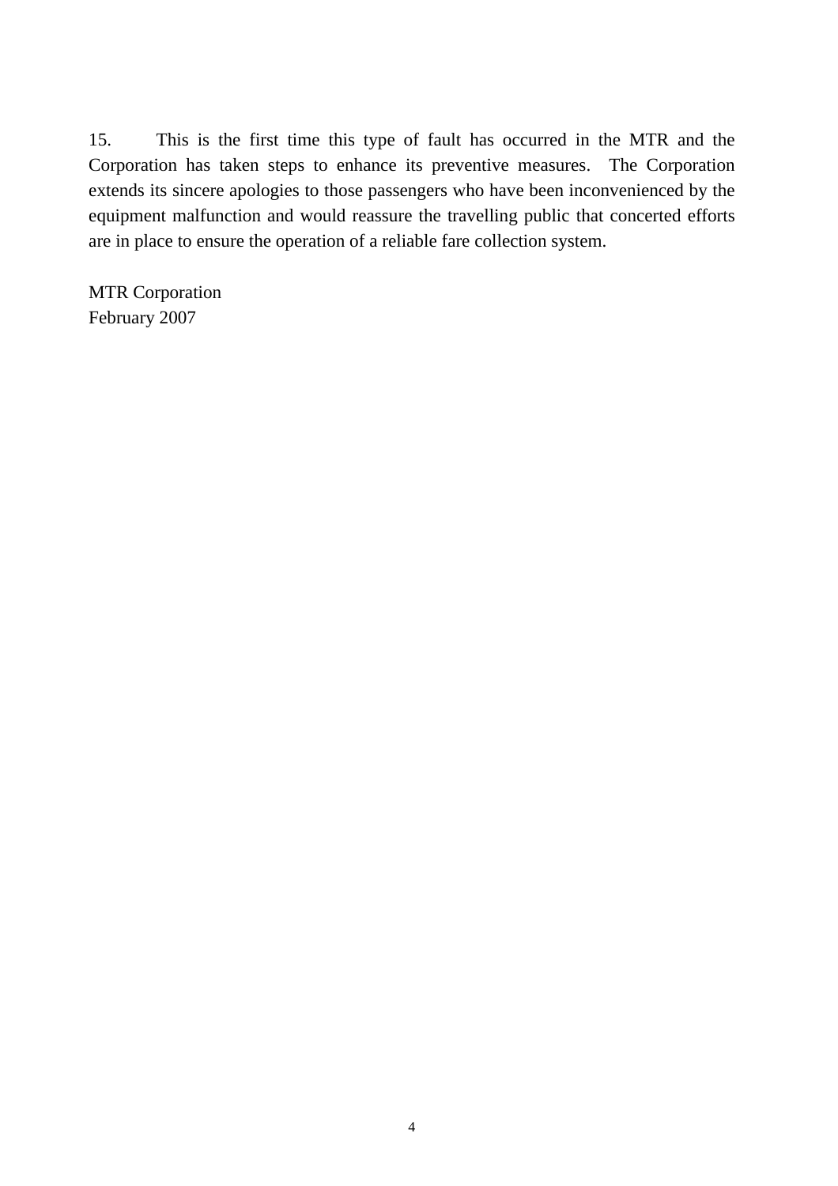15. This is the first time this type of fault has occurred in the MTR and the Corporation has taken steps to enhance its preventive measures. The Corporation extends its sincere apologies to those passengers who have been inconvenienced by the equipment malfunction and would reassure the travelling public that concerted efforts are in place to ensure the operation of a reliable fare collection system.

MTR Corporation
February 2007